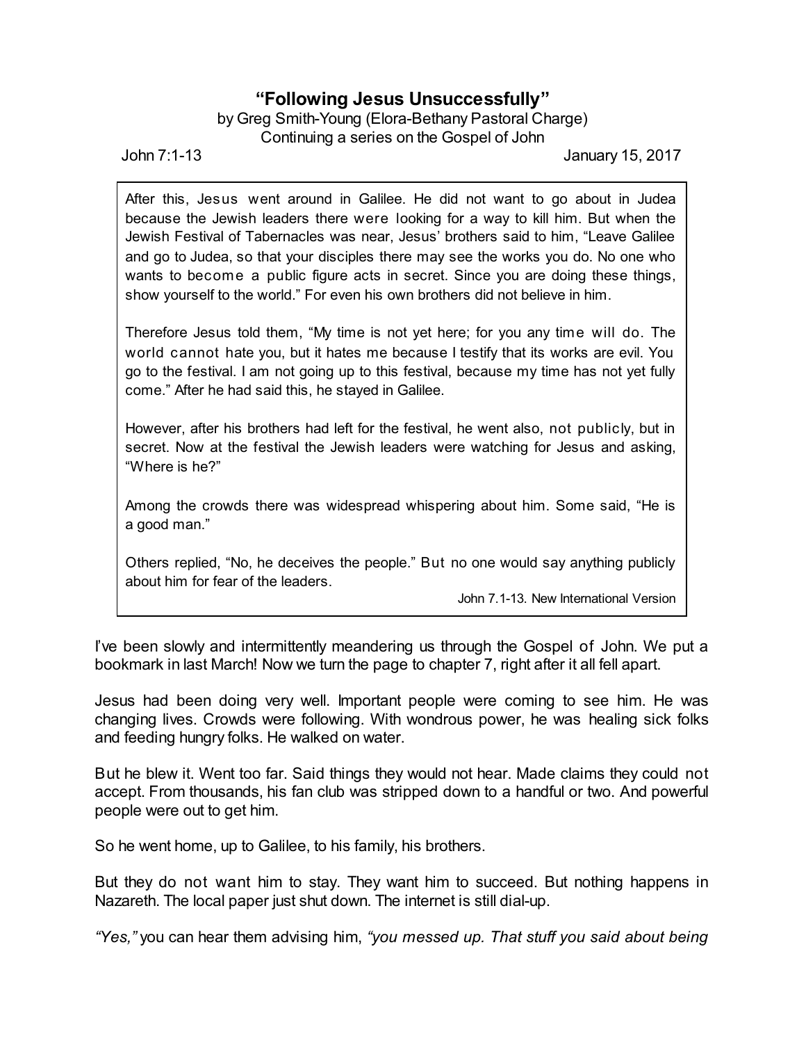# "Following Jesus Unsuccessfully"

by Greg Smith-Young (Elora-Bethany Pastoral Charge)
Continuing a series on the Gospel of John

John 7:1-13 January 15, 2017

> After this, Jesus went around in Galilee. He did not want to go about in Judea because the Jewish leaders there were looking for a way to kill him. But when the Jewish Festival of Tabernacles was near, Jesus' brothers said to him, "Leave Galilee and go to Judea, so that your disciples there may see the works you do. No one who wants to become a public figure acts in secret. Since you are doing these things, show yourself to the world." For even his own brothers did not believe in him.
>
> Therefore Jesus told them, "My time is not yet here; for you any time will do. The world cannot hate you, but it hates me because I testify that its works are evil. You go to the festival. I am not going up to this festival, because my time has not yet fully come." After he had said this, he stayed in Galilee.
>
> However, after his brothers had left for the festival, he went also, not publicly, but in secret. Now at the festival the Jewish leaders were watching for Jesus and asking, "Where is he?"
>
> Among the crowds there was widespread whispering about him. Some said, "He is a good man."
>
> Others replied, "No, he deceives the people." But no one would say anything publicly about him for fear of the leaders.
>
> John 7.1-13. New International Version

I've been slowly and intermittently meandering us through the Gospel of John. We put a bookmark in last March! Now we turn the page to chapter 7, right after it all fell apart.

Jesus had been doing very well. Important people were coming to see him. He was changing lives. Crowds were following. With wondrous power, he was healing sick folks and feeding hungry folks. He walked on water.

But he blew it. Went too far. Said things they would not hear. Made claims they could not accept. From thousands, his fan club was stripped down to a handful or two. And powerful people were out to get him.

So he went home, up to Galilee, to his family, his brothers.

But they do not want him to stay. They want him to succeed. But nothing happens in Nazareth. The local paper just shut down. The internet is still dial-up.

*"Yes,"* you can hear them advising him, *"you messed up. That stuff you said about being*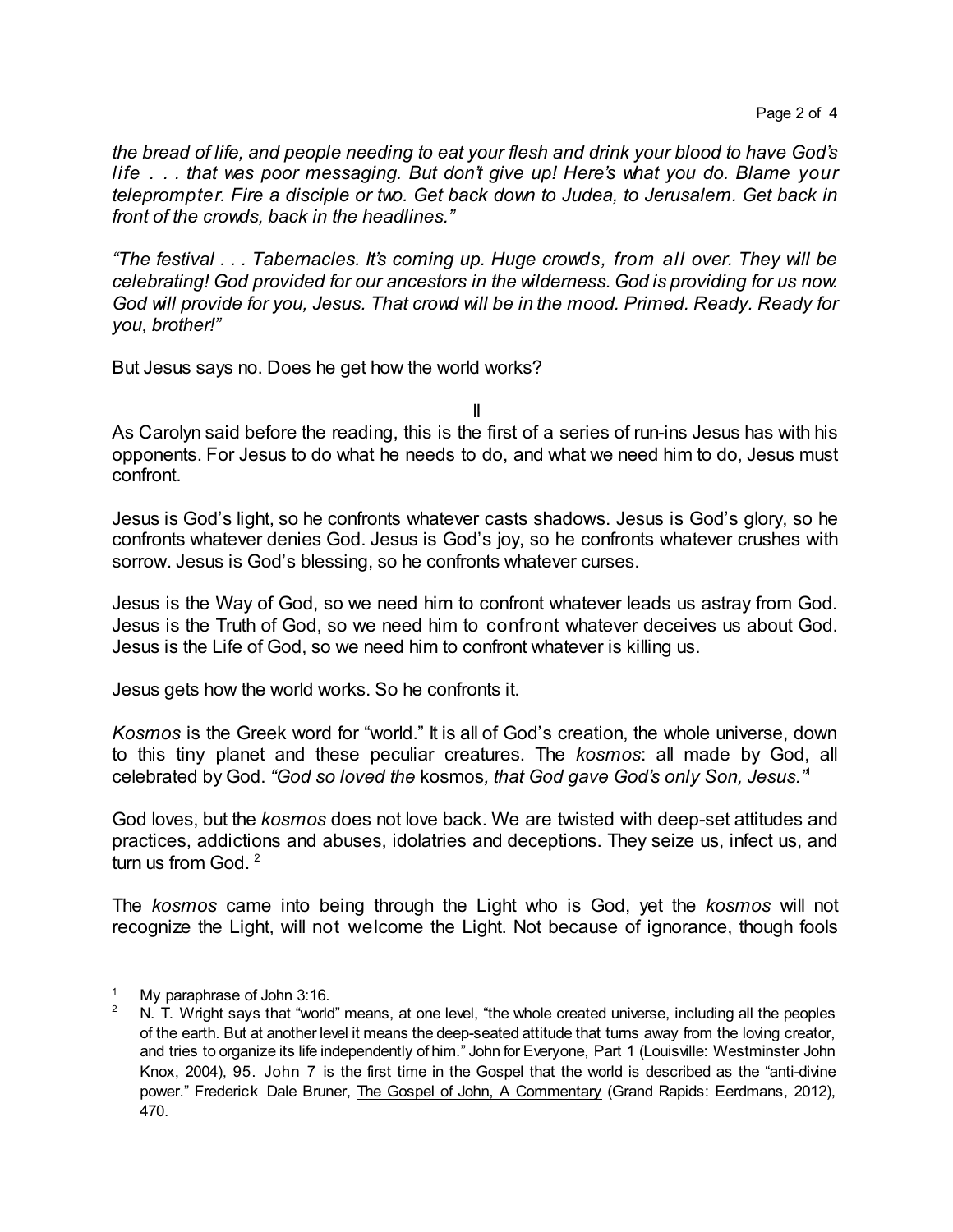*the bread of life, and people needing to eat your flesh and drink your blood to have God's life . . . that was poor messaging. But don't give up! Here's what you do. Blame your teleprompter. Fire a disciple or two. Get back down to Judea, to Jerusalem. Get back in front of the crowds, back in the headlines."*

*"The festival . . . Tabernacles. It's coming up. Huge crowds, from all over. They will be celebrating! God provided for our ancestors in the wilderness. God is providing for us now. God will provide for you, Jesus. That crowd will be in the mood. Primed. Ready. Ready for you, brother!"*

But Jesus says no. Does he get how the world works?

II

As Carolyn said before the reading, this is the first of a series of run-ins Jesus has with his opponents. For Jesus to do what he needs to do, and what we need him to do, Jesus must confront.

Jesus is God's light, so he confronts whatever casts shadows. Jesus is God's glory, so he confronts whatever denies God. Jesus is God's joy, so he confronts whatever crushes with sorrow. Jesus is God's blessing, so he confronts whatever curses.

Jesus is the Way of God, so we need him to confront whatever leads us astray from God. Jesus is the Truth of God, so we need him to confront whatever deceives us about God. Jesus is the Life of God, so we need him to confront whatever is killing us.

Jesus gets how the world works. So he confronts it.

*Kosmos* is the Greek word for "world." It is all of God's creation, the whole universe, down to this tiny planet and these peculiar creatures. The *kosmos*: all made by God, all celebrated by God. *"God so loved the* kosmos*, that God gave God's only Son, Jesus."*[1]

God loves, but the *kosmos* does not love back. We are twisted with deep-set attitudes and practices, addictions and abuses, idolatries and deceptions. They seize us, infect us, and turn us from God. [2]

The *kosmos* came into being through the Light who is God, yet the *kosmos* will not recognize the Light, will not welcome the Light. Not because of ignorance, though fools

---

[1] My paraphrase of John 3:16.

[2] N. T. Wright says that "world" means, at one level, "the whole created universe, including all the peoples of the earth. But at another level it means the deep-seated attitude that turns away from the loving creator, and tries to organize its life independently of him." John for Everyone, Part 1 (Louisville: Westminster John Knox, 2004), 95. John 7 is the first time in the Gospel that the world is described as the "anti-divine power." Frederick Dale Bruner, The Gospel of John, A Commentary (Grand Rapids: Eerdmans, 2012), 470.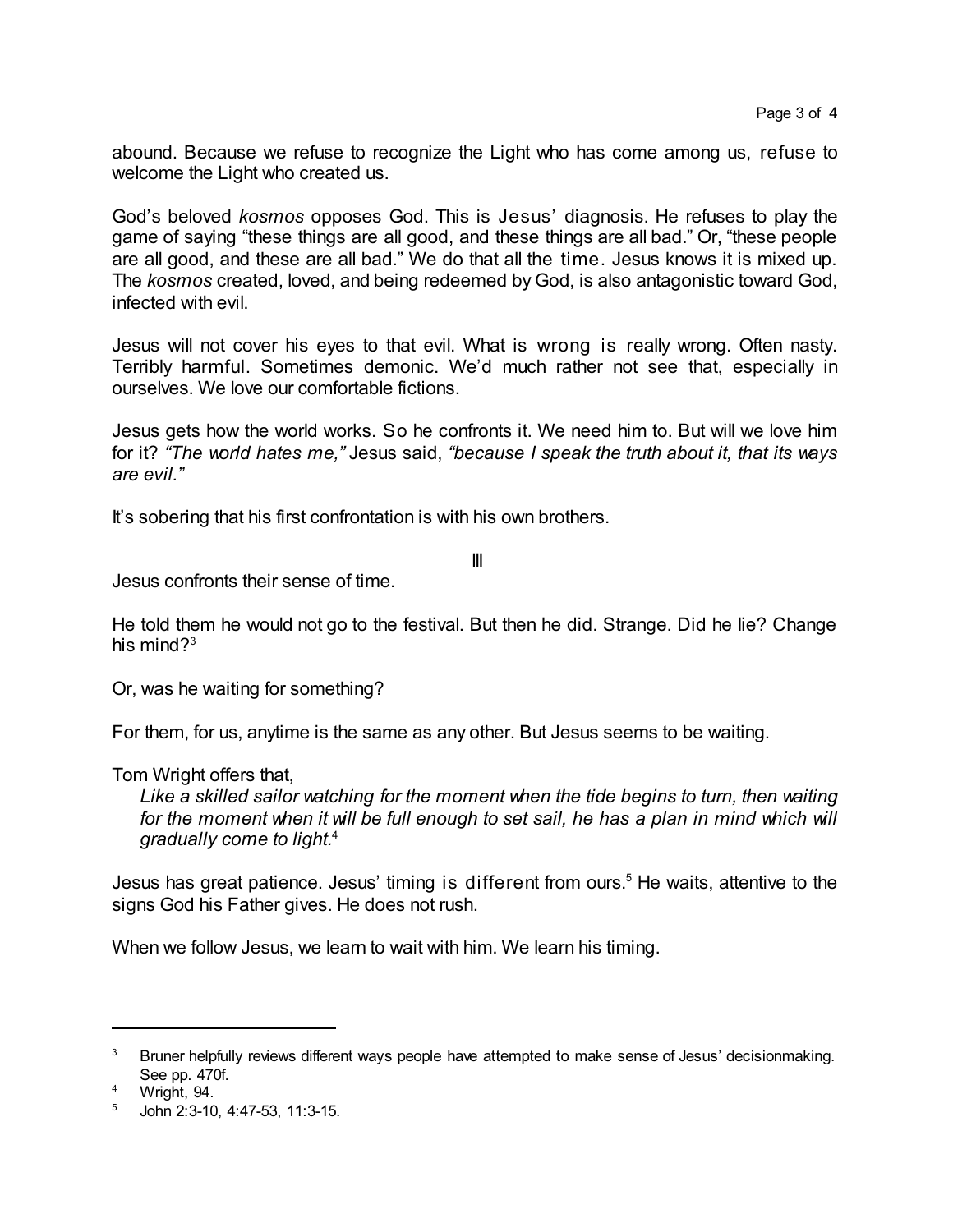abound. Because we refuse to recognize the Light who has come among us, refuse to welcome the Light who created us.

God's beloved *kosmos* opposes God. This is Jesus' diagnosis. He refuses to play the game of saying "these things are all good, and these things are all bad." Or, "these people are all good, and these are all bad." We do that all the time. Jesus knows it is mixed up. The *kosmos* created, loved, and being redeemed by God, is also antagonistic toward God, infected with evil.

Jesus will not cover his eyes to that evil. What is wrong is really wrong. Often nasty. Terribly harmful. Sometimes demonic. We'd much rather not see that, especially in ourselves. We love our comfortable fictions.

Jesus gets how the world works. So he confronts it. We need him to. But will we love him for it? *"The world hates me,"* Jesus said, *"because I speak the truth about it, that its ways are evil."*

It's sobering that his first confrontation is with his own brothers.

III

Jesus confronts their sense of time.

He told them he would not go to the festival. But then he did. Strange. Did he lie? Change his mind?[3]

Or, was he waiting for something?

For them, for us, anytime is the same as any other. But Jesus seems to be waiting.

Tom Wright offers that,

> *Like a skilled sailor watching for the moment when the tide begins to turn, then waiting for the moment when it will be full enough to set sail, he has a plan in mind which will gradually come to light.*[4]

Jesus has great patience. Jesus' timing is different from ours.[5] He waits, attentive to the signs God his Father gives. He does not rush.

When we follow Jesus, we learn to wait with him. We learn his timing.

---

[3] Bruner helpfully reviews different ways people have attempted to make sense of Jesus' decisionmaking. See pp. 470f.

[4] Wright, 94.

[5] John 2:3-10, 4:47-53, 11:3-15.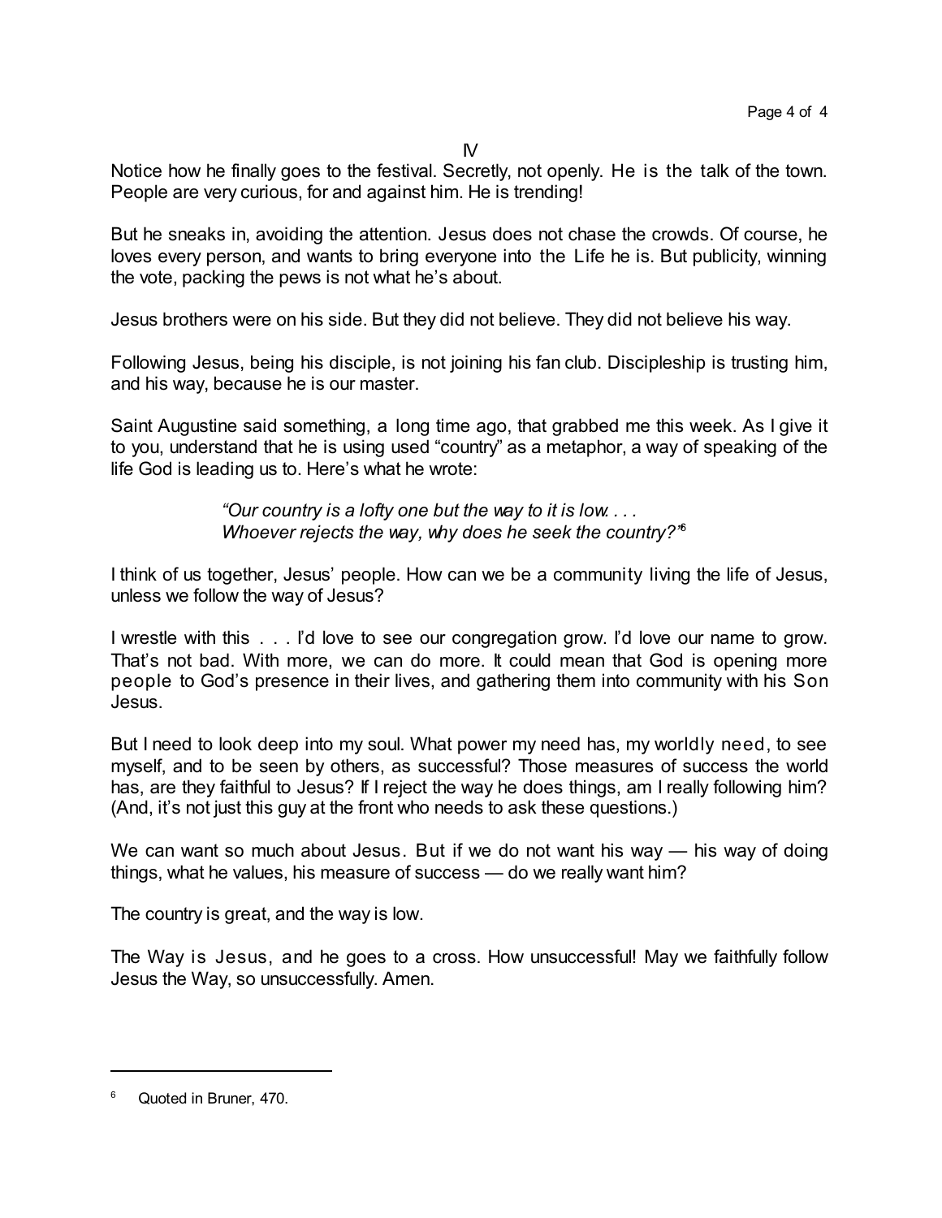IV

Notice how he finally goes to the festival. Secretly, not openly. He is the talk of the town. People are very curious, for and against him. He is trending!

But he sneaks in, avoiding the attention. Jesus does not chase the crowds. Of course, he loves every person, and wants to bring everyone into the Life he is. But publicity, winning the vote, packing the pews is not what he's about.

Jesus brothers were on his side. But they did not believe. They did not believe his way.

Following Jesus, being his disciple, is not joining his fan club. Discipleship is trusting him, and his way, because he is our master.

Saint Augustine said something, a long time ago, that grabbed me this week. As I give it to you, understand that he is using used "country" as a metaphor, a way of speaking of the life God is leading us to. Here's what he wrote:

> *"Our country is a lofty one but the way to it is low. . . .*
> *Whoever rejects the way, why does he seek the country?"*[6]

I think of us together, Jesus' people. How can we be a community living the life of Jesus, unless we follow the way of Jesus?

I wrestle with this . . . I'd love to see our congregation grow. I'd love our name to grow. That's not bad. With more, we can do more. It could mean that God is opening more people to God's presence in their lives, and gathering them into community with his Son Jesus.

But I need to look deep into my soul. What power my need has, my worldly need, to see myself, and to be seen by others, as successful? Those measures of success the world has, are they faithful to Jesus? If I reject the way he does things, am I really following him? (And, it's not just this guy at the front who needs to ask these questions.)

We can want so much about Jesus. But if we do not want his way — his way of doing things, what he values, his measure of success — do we really want him?

The country is great, and the way is low.

The Way is Jesus, and he goes to a cross. How unsuccessful! May we faithfully follow Jesus the Way, so unsuccessfully. Amen.

---

[6] Quoted in Bruner, 470.